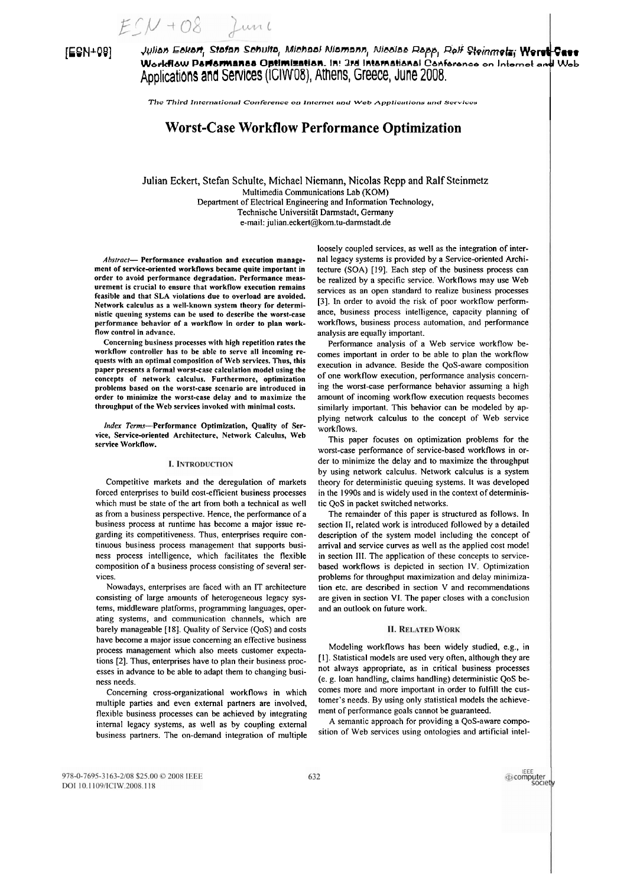ESN+08 June

[ESN+08] Julian Eckert, Stefan Schulte, Michael Niemann, Nicolas Repp, Ralf Steinmetz; Worst-Case Workflow Performance Optimization. In: 3rd International Conference on Internet and Web Applications and Services (ICIW08), Athens, Greece, June 2008.

The Third International Conference on Internet and Web Applications and Services

# Worst-Case Workflow Performance Optimization

Julian Eckert, Stefan Schulte, Michael Niemann, Nicolas Repp and Ralf Steinmetz
Multimedia Communications Lab (KOM)
Department of Electrical Engineering and Information Technology,
Technische Universität Darmstadt, Germany
e-mail: julian.eckert@kom.tu-darmstadt.de

***Abstract*— Performance evaluation and execution management of service-oriented workflows became quite important in order to avoid performance degradation. Performance measurement is crucial to ensure that workflow execution remains feasible and that SLA violations due to overload are avoided. Network calculus as a well-known system theory for deterministic queuing systems can be used to describe the worst-case performance behavior of a workflow in order to plan workflow control in advance.**

**Concerning business processes with high repetition rates the workflow controller has to be able to serve all incoming requests with an optimal composition of Web services. Thus, this paper presents a formal worst-case calculation model using the concepts of network calculus. Furthermore, optimization problems based on the worst-case scenario are introduced in order to minimize the worst-case delay and to maximize the throughput of the Web services invoked with minimal costs.**

***Index Terms*—Performance Optimization, Quality of Service, Service-oriented Architecture, Network Calculus, Web service Workflow.**

## I. Introduction

Competitive markets and the deregulation of markets forced enterprises to build cost-efficient business processes which must be state of the art from both a technical as well as from a business perspective. Hence, the performance of a business process at runtime has become a major issue regarding its competitiveness. Thus, enterprises require continuous business process management that supports business process intelligence, which facilitates the flexible composition of a business process consisting of several services.

Nowadays, enterprises are faced with an IT architecture consisting of large amounts of heterogeneous legacy systems, middleware platforms, programming languages, operating systems, and communication channels, which are barely manageable [18]. Quality of Service (QoS) and costs have become a major issue concerning an effective business process management which also meets customer expectations [2]. Thus, enterprises have to plan their business processes in advance to be able to adapt them to changing business needs.

Concerning cross-organizational workflows in which multiple parties and even external partners are involved, flexible business processes can be achieved by integrating internal legacy systems, as well as by coupling external business partners. The on-demand integration of multiple loosely coupled services, as well as the integration of internal legacy systems is provided by a Service-oriented Architecture (SOA) [19]. Each step of the business process can be realized by a specific service. Workflows may use Web services as an open standard to realize business processes [3]. In order to avoid the risk of poor workflow performance, business process intelligence, capacity planning of workflows, business process automation, and performance analysis are equally important.

Performance analysis of a Web service workflow becomes important in order to be able to plan the workflow execution in advance. Beside the QoS-aware composition of one workflow execution, performance analysis concerning the worst-case performance behavior assuming a high amount of incoming workflow execution requests becomes similarly important. This behavior can be modeled by applying network calculus to the concept of Web service workflows.

This paper focuses on optimization problems for the worst-case performance of service-based workflows in order to minimize the delay and to maximize the throughput by using network calculus. Network calculus is a system theory for deterministic queuing systems. It was developed in the 1990s and is widely used in the context of deterministic QoS in packet switched networks.

The remainder of this paper is structured as follows. In section II, related work is introduced followed by a detailed description of the system model including the concept of arrival and service curves as well as the applied cost model in section III. The application of these concepts to service-based workflows is depicted in section IV. Optimization problems for throughput maximization and delay minimization etc. are described in section V and recommendations are given in section VI. The paper closes with a conclusion and an outlook on future work.

## II. Related Work

Modeling workflows has been widely studied, e.g., in [1]. Statistical models are used very often, although they are not always appropriate, as in critical business processes (e. g. loan handling, claims handling) deterministic QoS becomes more and more important in order to fulfill the customer's needs. By using only statistical models the achievement of performance goals cannot be guaranteed.

A semantic approach for providing a QoS-aware composition of Web services using ontologies and artificial intel-

978-0-7695-3163-2/08 $25.00 © 2008 IEEE
DOI 10.1109/ICIW.2008.118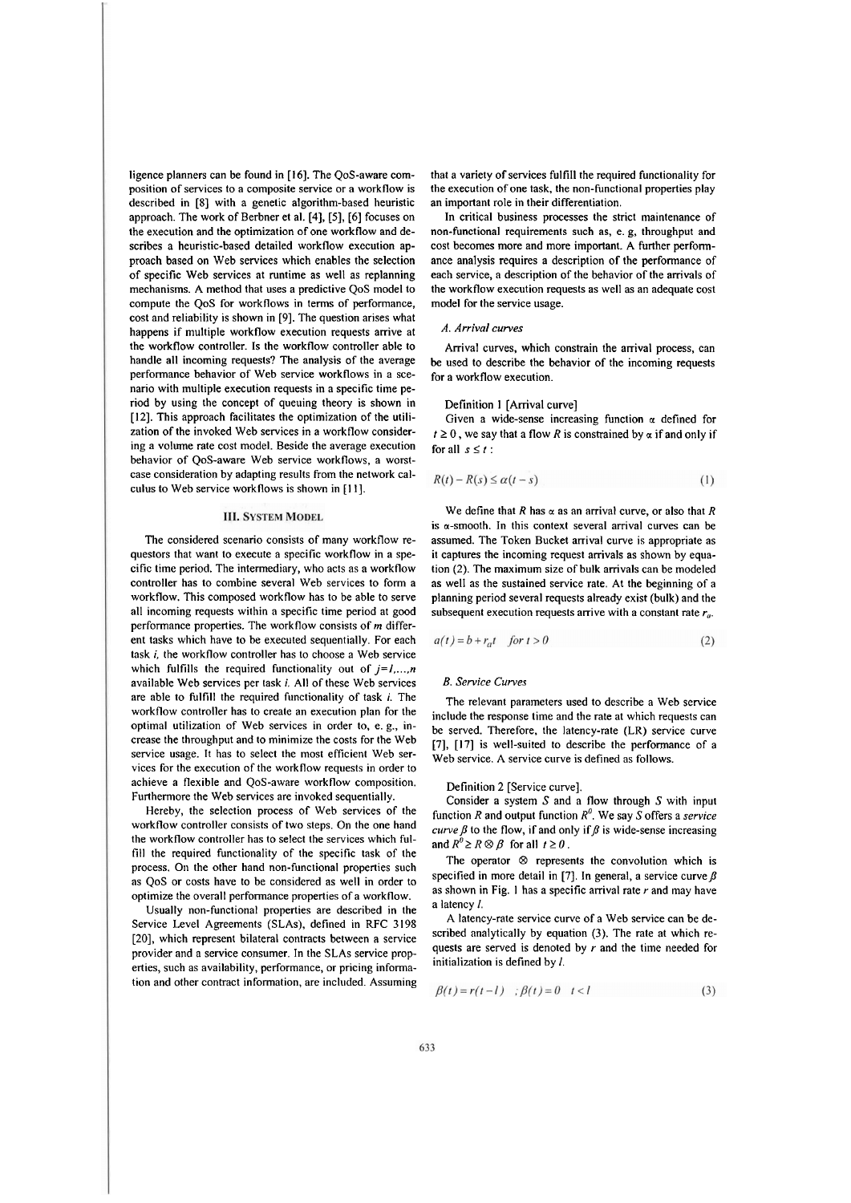ligence planners can be found in [16]. The QoS-aware composition of services to a composite service or a workflow is described in [8] with a genetic algorithm-based heuristic approach. The work of Berbner et al. [4], [5], [6] focuses on the execution and the optimization of one workflow and describes a heuristic-based detailed workflow execution approach based on Web services which enables the selection of specific Web services at runtime as well as replanning mechanisms. A method that uses a predictive QoS model to compute the QoS for workflows in terms of performance, cost and reliability is shown in [9]. The question arises what happens if multiple workflow execution requests arrive at the workflow controller. Is the workflow controller able to handle all incoming requests? The analysis of the average performance behavior of Web service workflows in a scenario with multiple execution requests in a specific time period by using the concept of queuing theory is shown in [12]. This approach facilitates the optimization of the utilization of the invoked Web services in a workflow considering a volume rate cost model. Beside the average execution behavior of QoS-aware Web service workflows, a worst-case consideration by adapting results from the network calculus to Web service workflows is shown in [11].

## III. System Model

The considered scenario consists of many workflow requestors that want to execute a specific workflow in a specific time period. The intermediary, who acts as a workflow controller has to combine several Web services to form a workflow. This composed workflow has to be able to serve all incoming requests within a specific time period at good performance properties. The workflow consists of $m$ different tasks which have to be executed sequentially. For each task $i$, the workflow controller has to choose a Web service which fulfills the required functionality out of $j=1,\ldots,n$ available Web services per task $i$. All of these Web services are able to fulfill the required functionality of task $i$. The workflow controller has to create an execution plan for the optimal utilization of Web services in order to, e. g., increase the throughput and to minimize the costs for the Web service usage. It has to select the most efficient Web services for the execution of the workflow requests in order to achieve a flexible and QoS-aware workflow composition. Furthermore the Web services are invoked sequentially.

Hereby, the selection process of Web services of the workflow controller consists of two steps. On the one hand the workflow controller has to select the services which fulfill the required functionality of the specific task of the process. On the other hand non-functional properties such as QoS or costs have to be considered as well in order to optimize the overall performance properties of a workflow.

Usually non-functional properties are described in the Service Level Agreements (SLAs), defined in RFC 3198 [20], which represent bilateral contracts between a service provider and a service consumer. In the SLAs service properties, such as availability, performance, or pricing information and other contract information, are included. Assuming that a variety of services fulfill the required functionality for the execution of one task, the non-functional properties play an important role in their differentiation.

In critical business processes the strict maintenance of non-functional requirements such as, e. g, throughput and cost becomes more and more important. A further performance analysis requires a description of the performance of each service, a description of the behavior of the arrivals of the workflow execution requests as well as an adequate cost model for the service usage.

### A. Arrival curves

Arrival curves, which constrain the arrival process, can be used to describe the behavior of the incoming requests for a workflow execution.

Definition 1 [Arrival curve]

Given a wide-sense increasing function $\alpha$ defined for $t \geq 0$, we say that a flow $R$ is constrained by $\alpha$ if and only if for all $s \leq t$:

$$R(t) - R(s) \leq \alpha(t-s) \tag{1}$$

We define that $R$ has $\alpha$ as an arrival curve, or also that $R$ is $\alpha$-smooth. In this context several arrival curves can be assumed. The Token Bucket arrival curve is appropriate as it captures the incoming request arrivals as shown by equation (2). The maximum size of bulk arrivals can be modeled as well as the sustained service rate. At the beginning of a planning period several requests already exist (bulk) and the subsequent execution requests arrive with a constant rate $r_a$.

$$a(t) = b + r_a t \quad for\ t > 0 \tag{2}$$

### B. Service Curves

The relevant parameters used to describe a Web service include the response time and the rate at which requests can be served. Therefore, the latency-rate (LR) service curve [7], [17] is well-suited to describe the performance of a Web service. A service curve is defined as follows.

Definition 2 [Service curve].

Consider a system $S$ and a flow through $S$ with input function $R$ and output function $R^0$. We say $S$ offers a *service curve* $\beta$ to the flow, if and only if $\beta$ is wide-sense increasing and $R^0 \geq R \otimes \beta$ for all $t \geq 0$.

The operator $\otimes$ represents the convolution which is specified in more detail in [7]. In general, a service curve $\beta$ as shown in Fig. 1 has a specific arrival rate $r$ and may have a latency $l$.

A latency-rate service curve of a Web service can be described analytically by equation (3). The rate at which requests are served is denoted by $r$ and the time needed for initialization is defined by $l$.

$$\beta(t) = r(t-l) \quad ; \beta(t) = 0 \quad t < l \tag{3}$$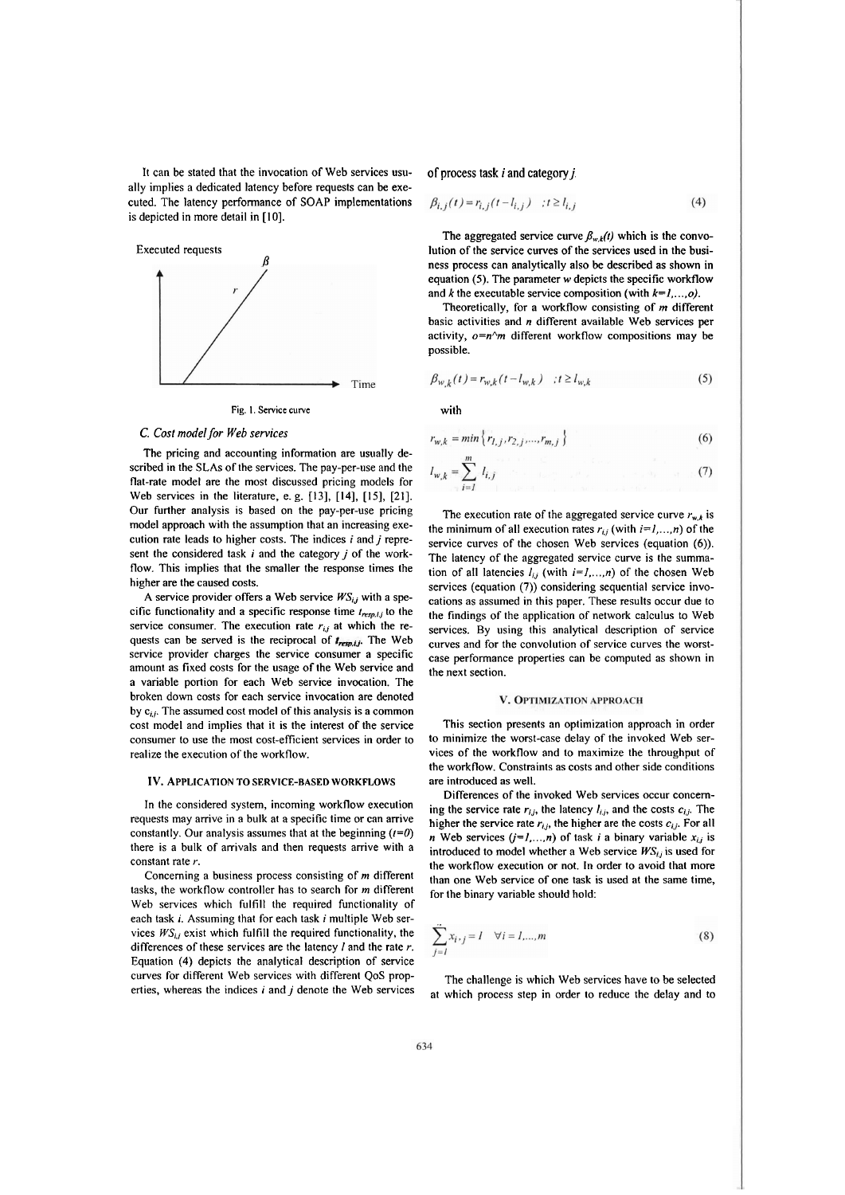It can be stated that the invocation of Web services usually implies a dedicated latency before requests can be executed. The latency performance of SOAP implementations is depicted in more detail in [10].

Fig. 1. Service curve

### C. Cost model for Web services

The pricing and accounting information are usually described in the SLAs of the services. The pay-per-use and the flat-rate model are the most discussed pricing models for Web services in the literature, e. g. [13], [14], [15], [21]. Our further analysis is based on the pay-per-use pricing model approach with the assumption that an increasing execution rate leads to higher costs. The indices $i$ and $j$ represent the considered task $i$ and the category $j$ of the workflow. This implies that the smaller the response times the higher are the caused costs.

A service provider offers a Web service $WS_{i,j}$ with a specific functionality and a specific response time $t_{resp,i,j}$ to the service consumer. The execution rate $r_{i,j}$ at which the requests can be served is the reciprocal of $t_{resp,i,j}$. The Web service provider charges the service consumer a specific amount as fixed costs for the usage of the Web service and a variable portion for each Web service invocation. The broken down costs for each service invocation are denoted by $c_{i,j}$. The assumed cost model of this analysis is a common cost model and implies that it is the interest of the service consumer to use the most cost-efficient services in order to realize the execution of the workflow.

## IV. Application to Service-Based Workflows

In the considered system, incoming workflow execution requests may arrive in a bulk at a specific time or can arrive constantly. Our analysis assumes that at the beginning ($t=0$) there is a bulk of arrivals and then requests arrive with a constant rate $r$.

Concerning a business process consisting of $m$ different tasks, the workflow controller has to search for $m$ different Web services which fulfill the required functionality of each task $i$. Assuming that for each task $i$ multiple Web services $WS_{i,j}$ exist which fulfill the required functionality, the differences of these services are the latency $l$ and the rate $r$. Equation (4) depicts the analytical description of service curves for different Web services with different QoS properties, whereas the indices $i$ and $j$ denote the Web services of process task $i$ and category $j$.

$$\beta_{i,j}(t) = r_{i,j}(t - l_{i,j}) \quad ; t \geq l_{i,j} \tag{4}$$

The aggregated service curve $\beta_{w,k}(t)$ which is the convolution of the service curves of the services used in the business process can analytically also be described as shown in equation (5). The parameter $w$ depicts the specific workflow and $k$ the executable service composition (with $k=1,\ldots,o$).

Theoretically, for a workflow consisting of $m$ different basic activities and $n$ different available Web services per activity, $o=n$^$m$ different workflow compositions may be possible.

$$\beta_{w,k}(t) = r_{w,k}(t - l_{w,k}) \quad ; t \geq l_{w,k} \tag{5}$$

with

$$r_{w,k} = \min\left\{ r_{1,j}, r_{2,j}, \ldots, r_{m,j} \right\} \tag{6}$$

$$l_{w,k} = \sum_{i=1}^{m} l_{i,j} \tag{7}$$

The execution rate of the aggregated service curve $r_{w,k}$ is the minimum of all execution rates $r_{i,j}$ (with $i=1,\ldots,n$) of the service curves of the chosen Web services (equation (6)). The latency of the aggregated service curve is the summation of all latencies $l_{i,j}$ (with $i=1,\ldots,n$) of the chosen Web services (equation (7)) considering sequential service invocations as assumed in this paper. These results occur due to the findings of the application of network calculus to Web services. By using this analytical description of service curves and for the convolution of service curves the worst-case performance properties can be computed as shown in the next section.

## V. Optimization Approach

This section presents an optimization approach in order to minimize the worst-case delay of the invoked Web services of the workflow and to maximize the throughput of the workflow. Constraints as costs and other side conditions are introduced as well.

Differences of the invoked Web services occur concerning the service rate $r_{i,j}$, the latency $l_{i,j}$, and the costs $c_{i,j}$. The higher the service rate $r_{i,j}$, the higher are the costs $c_{i,j}$. For all $n$ Web services ($j=1,\ldots,n$) of task $i$ a binary variable $x_{i,j}$ is introduced to model whether a Web service $WS_{i,j}$ is used for the workflow execution or not. In order to avoid that more than one Web service of one task is used at the same time, for the binary variable should hold:

$$\sum_{j=1}^{n} x_{i,j} = 1 \quad \forall i = 1,\ldots,m \tag{8}$$

The challenge is which Web services have to be selected at which process step in order to reduce the delay and to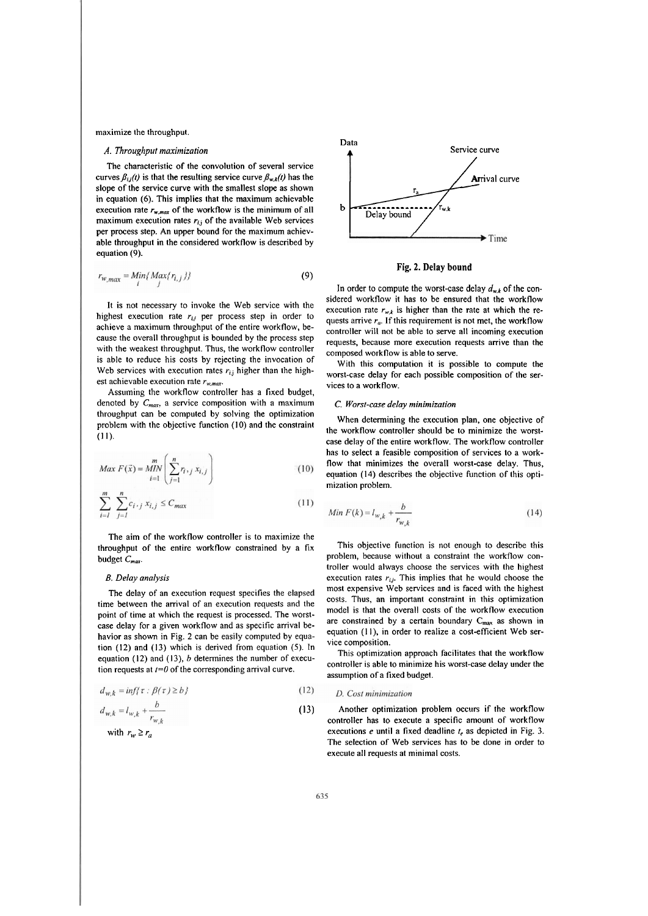maximize the throughput.

### A. Throughput maximization

The characteristic of the convolution of several service curves $\beta_{i,j}(t)$ is that the resulting service curve $\beta_{w,k}(t)$ has the slope of the service curve with the smallest slope as shown in equation (6). This implies that the maximum achievable execution rate $r_{w,max}$ of the workflow is the minimum of all maximum execution rates $r_{i,j}$ of the available Web services per process step. An upper bound for the maximum achievable throughput in the considered workflow is described by equation (9).

$$r_{w,max} = \underset{i}{Min}\{\underset{j}{Max}\{r_{i,j}\}\} \tag{9}$$

It is not necessary to invoke the Web service with the highest execution rate $r_{i,j}$ per process step in order to achieve a maximum throughput of the entire workflow, because the overall throughput is bounded by the process step with the weakest throughput. Thus, the workflow controller is able to reduce his costs by rejecting the invocation of Web services with execution rates $r_{i,j}$ higher than the highest achievable execution rate $r_{w,max}$.

Assuming the workflow controller has a fixed budget, denoted by $C_{max}$, a service composition with a maximum throughput can be computed by solving the optimization problem with the objective function (10) and the constraint (11).

$$Max\ F(\vec{x}) = \underset{i=1}{\overset{m}{MIN}}\left(\sum_{j=1}^{n} r_{i,j}\, x_{i,j}\right) \tag{10}$$

$$\sum_{i=1}^{m}\sum_{j=1}^{n} c_{i,j}\, x_{i,j} \leq C_{max} \tag{11}$$

The aim of the workflow controller is to maximize the throughput of the entire workflow constrained by a fix budget $C_{max}$.

### B. Delay analysis

The delay of an execution request specifies the elapsed time between the arrival of an execution requests and the point of time at which the request is processed. The worst-case delay for a given workflow and as specific arrival behavior as shown in Fig. 2 can be easily computed by equation (12) and (13) which is derived from equation (5). In equation (12) and (13), $b$ determines the number of execution requests at $t=0$ of the corresponding arrival curve.

$$d_{w,k} = inf\{\tau : \beta(\tau) \geq b\} \tag{12}$$

$$d_{w,k} = l_{w,k} + \frac{b}{r_{w,k}} \tag{13}$$

with $r_w \geq r_a$

**Fig. 2. Delay bound**

In order to compute the worst-case delay $d_{w,k}$ of the considered workflow it has to be ensured that the workflow execution rate $r_{w,k}$ is higher than the rate at which the requests arrive $r_a$. If this requirement is not met, the workflow controller will not be able to serve all incoming execution requests, because more execution requests arrive than the composed workflow is able to serve.

With this computation it is possible to compute the worst-case delay for each possible composition of the services to a workflow.

### C. Worst-case delay minimization

When determining the execution plan, one objective of the workflow controller should be to minimize the worst-case delay of the entire workflow. The workflow controller has to select a feasible composition of services to a workflow that minimizes the overall worst-case delay. Thus, equation (14) describes the objective function of this optimization problem.

$$Min\ F(k) = l_{w,k} + \frac{b}{r_{w,k}} \tag{14}$$

This objective function is not enough to describe this problem, because without a constraint the workflow controller would always choose the services with the highest execution rates $r_{i,j}$. This implies that he would choose the most expensive Web services and is faced with the highest costs. Thus, an important constraint in this optimization model is that the overall costs of the workflow execution are constrained by a certain boundary $C_{max}$ as shown in equation (11), in order to realize a cost-efficient Web service composition.

This optimization approach facilitates that the workflow controller is able to minimize his worst-case delay under the assumption of a fixed budget.

### D. Cost minimization

Another optimization problem occurs if the workflow controller has to execute a specific amount of workflow executions $e$ until a fixed deadline $t_e$ as depicted in Fig. 3. The selection of Web services has to be done in order to execute all requests at minimal costs.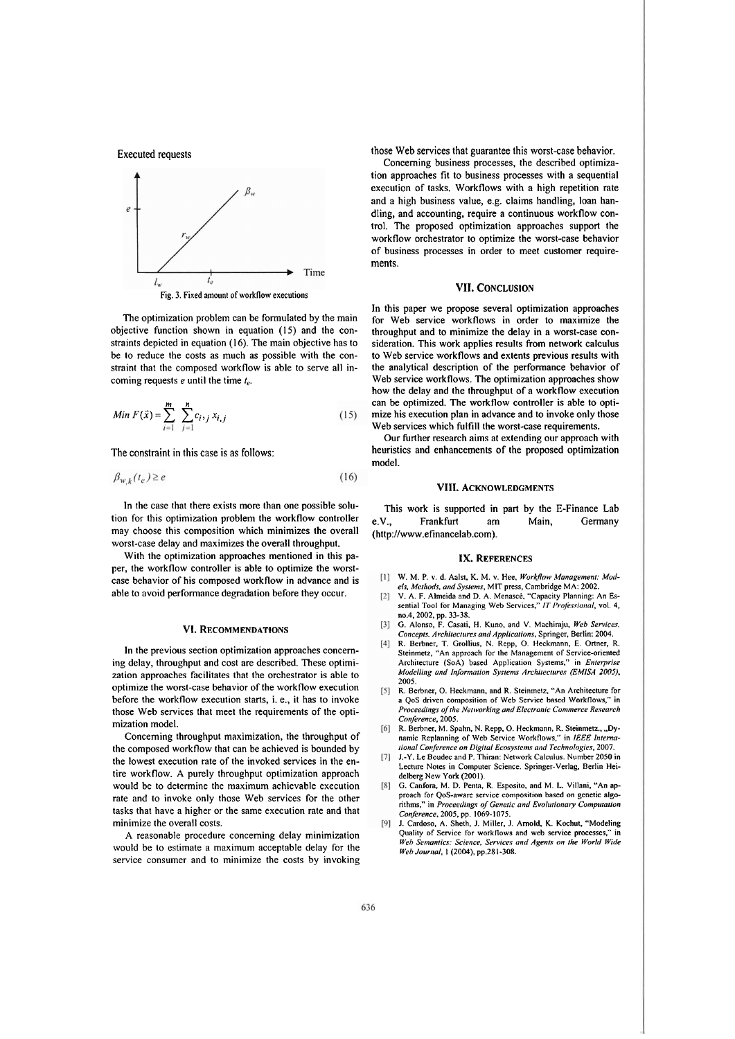Executed requests

e

$\beta_w$

$r_w$

$l_w$

$t_e$

Time

Fig. 3. Fixed amount of workflow executions

The optimization problem can be formulated by the main objective function shown in equation (15) and the constraints depicted in equation (16). The main objective has to be to reduce the costs as much as possible with the constraint that the composed workflow is able to serve all incoming requests $e$ until the time $t_e$.

$$Min\ F(\vec{x}) = \sum_{i=1}^{m} \sum_{j=1}^{n} c_{i,j}\, x_{i,j} \tag{15}$$

The constraint in this case is as follows:

$$\beta_{w,k}(t_e) \geq e \tag{16}$$

In the case that there exists more than one possible solution for this optimization problem the workflow controller may choose this composition which minimizes the overall worst-case delay and maximizes the overall throughput.

With the optimization approaches mentioned in this paper, the workflow controller is able to optimize the worst-case behavior of his composed workflow in advance and is able to avoid performance degradation before they occur.

## VI. Recommendations

In the previous section optimization approaches concerning delay, throughput and cost are described. These optimization approaches facilitates that the orchestrator is able to optimize the worst-case behavior of the workflow execution before the workflow execution starts, i. e., it has to invoke those Web services that meet the requirements of the optimization model.

Concerning throughput maximization, the throughput of the composed workflow that can be achieved is bounded by the lowest execution rate of the invoked services in the entire workflow. A purely throughput optimization approach would be to determine the maximum achievable execution rate and to invoke only those Web services for the other tasks that have a higher or the same execution rate and that minimize the overall costs.

A reasonable procedure concerning delay minimization would be to estimate a maximum acceptable delay for the service consumer and to minimize the costs by invoking those Web services that guarantee this worst-case behavior.

Concerning business processes, the described optimization approaches fit to business processes with a sequential execution of tasks. Workflows with a high repetition rate and a high business value, e.g. claims handling, loan handling, and accounting, require a continuous workflow control. The proposed optimization approaches support the workflow orchestrator to optimize the worst-case behavior of business processes in order to meet customer requirements.

## VII. Conclusion

In this paper we propose several optimization approaches for Web service workflows in order to maximize the throughput and to minimize the delay in a worst-case consideration. This work applies results from network calculus to Web service workflows and extents previous results with the analytical description of the performance behavior of Web service workflows. The optimization approaches show how the delay and the throughput of a workflow execution can be optimized. The workflow controller is able to optimize his execution plan in advance and to invoke only those Web services which fulfill the worst-case requirements.

Our further research aims at extending our approach with heuristics and enhancements of the proposed optimization model.

## VIII. Acknowledgments

This work is supported in part by the E-Finance Lab e.V., Frankfurt am Main, Germany (http://www.efinancelab.com).

## IX. References

[1] W. M. P. v. d. Aalst, K. M. v. Hee, *Workflow Management: Models, Methods, and Systems*, MIT press, Cambridge MA: 2002.

[2] V. A. F. Almeida and D. A. Menascé, "Capacity Planning: An Essential Tool for Managing Web Services," *IT Professional*, vol. 4, no.4, 2002, pp. 33-38.

[3] G. Alonso, F. Casati, H. Kuno, and V. Machiraju, *Web Services. Concepts, Architectures and Applications*, Springer, Berlin: 2004.

[4] R. Berbner, T. Grollius, N. Repp, O. Heckmann, E. Ortner, R. Steinmetz, "An approach for the Management of Service-oriented Architecture (SoA) based Application Systems," in *Enterprise Modelling and Information Systems Architectures (EMISA 2005)*, 2005.

[5] R. Berbner, O. Heckmann, and R. Steinmetz, "An Architecture for a QoS driven composition of Web Service based Workflows," in *Proceedings of the Networking and Electronic Commerce Research Conference*, 2005.

[6] R. Berbner, M. Spahn, N. Repp, O. Heckmann, R. Steinmetz., „Dynamic Replanning of Web Service Workflows," in *IEEE International Conference on Digital Ecosystems and Technologies*, 2007.

[7] J.-Y. Le Boudec and P. Thiran: Network Calculus. Number 2050 in Lecture Notes in Computer Science. Springer-Verlag, Berlin Heidelberg New York (2001).

[8] G. Canfora, M. D. Penta, R. Esposito, and M. L. Villani, "An approach for QoS-aware service composition based on genetic algorithms," in *Proceedings of Genetic and Evolutionary Computation Conference*, 2005, pp. 1069-1075.

[9] J. Cardoso, A. Sheth, J. Miller, J. Arnold, K. Kochut, "Modeling Quality of Service for workflows and web service processes," in *Web Semantics: Science, Services and Agents on the World Wide Web Journal*, 1 (2004), pp.281-308.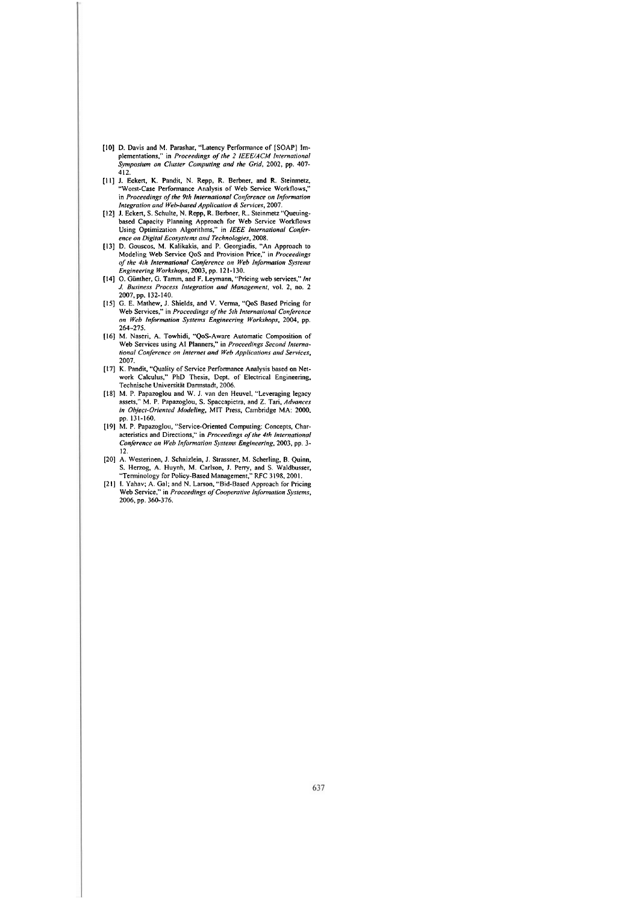[10] D. Davis and M. Parashar, "Latency Performance of {SOAP} Implementations," in *Proceedings of the 2 IEEE/ACM International Symposium on Cluster Computing and the Grid*, 2002, pp. 407-412.

[11] J. Eckert, K. Pandit, N. Repp, R. Berbner, and R. Steinmetz, "Worst-Case Performance Analysis of Web Service Workflows," in *Proceedings of the 9th International Conference on Information Integration and Web-based Application & Services*, 2007.

[12] J. Eckert, S. Schulte, N. Repp, R. Berbner, R.. Steinmetz "Queuing-based Capacity Planning Approach for Web Service Workflows Using Optimization Algorithms," in *IEEE International Conference on Digital Ecosystems and Technologies*, 2008.

[13] D. Gouscos, M. Kalikakis, and P. Georgiadis, "An Approach to Modeling Web Service QoS and Provision Price," in *Proceedings of the 4th International Conference on Web Information Systems Engineering Workshops*, 2003, pp. 121-130.

[14] O. Günther, G. Tamm, and F. Leymann, "Pricing web services," *Int J. Business Process Integration and Management*, vol. 2, no. 2 2007, pp. 132-140.

[15] G. E. Mathew, J. Shields, and V. Verma, "QoS Based Pricing for Web Services," in *Proceedings of the 5th International Conference on Web Information Systems Engineering Workshops*, 2004, pp. 264-275.

[16] M. Naseri, A. Towhidi, "QoS-Aware Automatic Composition of Web Services using AI Planners," in *Proceedings Second International Conference on Internet and Web Applications and Services*, 2007.

[17] K. Pandit, "Quality of Service Performance Analysis based on Network Calculus," PhD Thesis, Dept. of Electrical Engineering, Technische Universität Darmstadt, 2006.

[18] M. P. Papazoglou and W. J. van den Heuvel, "Leveraging legacy assets," M. P. Papazoglou, S. Spaccapietra, and Z. Tari, *Advances in Object-Oriented Modeling*, MIT Press, Cambridge MA: 2000, pp. 131-160.

[19] M. P. Papazoglou, "Service-Oriented Computing: Concepts, Characteristics and Directions," in *Proceedings of the 4th International Conference on Web Information Systems Engineering*, 2003, pp. 3-12.

[20] A. Westerinen, J. Schnizlein, J. Strassner, M. Scherling, B. Quinn, S. Herzog, A. Huynh, M. Carlson, J. Perry, and S. Waldbusser, "Terminology for Policy-Based Management," RFC 3198, 2001.

[21] I. Yahav; A. Gal; and N. Larson, "Bid-Based Approach for Pricing Web Service," in *Proceedings of Cooperative Information Systems*, 2006, pp. 360-376.